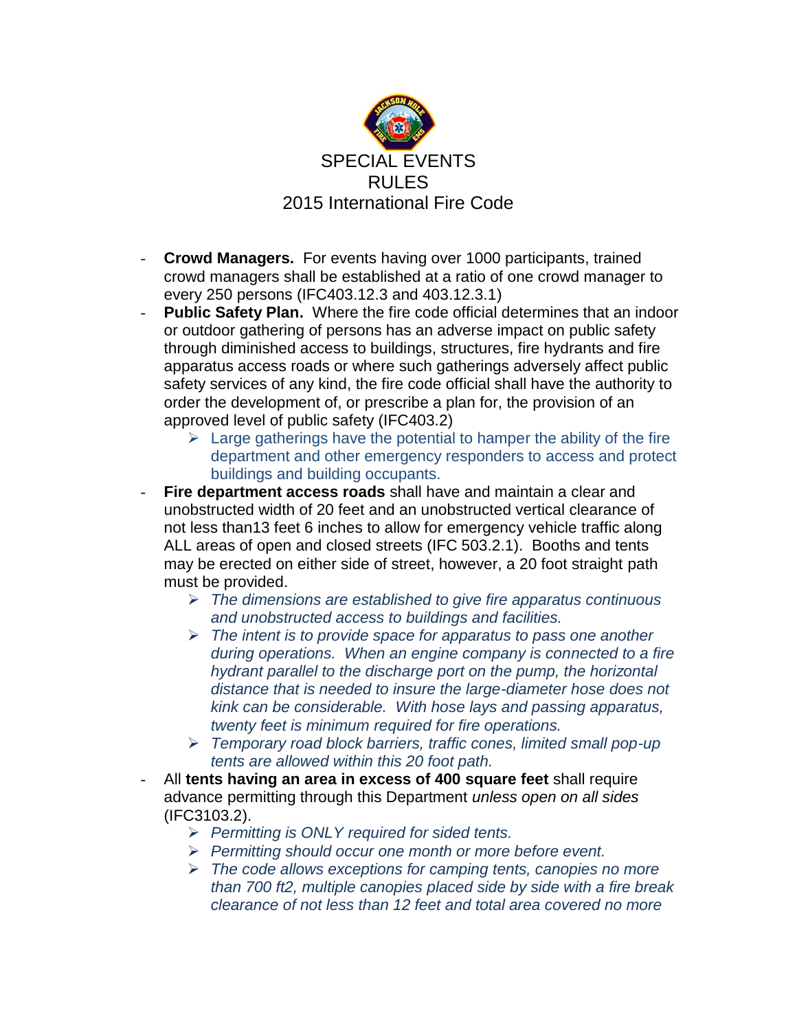# SPECIAL EVENTS RULES
## 2015 International Fire Code

- **Crowd Managers.** For events having over 1000 participants, trained crowd managers shall be established at a ratio of one crowd manager to every 250 persons (IFC403.12.3 and 403.12.3.1)
- **Public Safety Plan.** Where the fire code official determines that an indoor or outdoor gathering of persons has an adverse impact on public safety through diminished access to buildings, structures, fire hydrants and fire apparatus access roads or where such gatherings adversely affect public safety services of any kind, the fire code official shall have the authority to order the development of, or prescribe a plan for, the provision of an approved level of public safety (IFC403.2)
  - Large gatherings have the potential to hamper the ability of the fire department and other emergency responders to access and protect buildings and building occupants.
- **Fire department access roads** shall have and maintain a clear and unobstructed width of 20 feet and an unobstructed vertical clearance of not less than13 feet 6 inches to allow for emergency vehicle traffic along ALL areas of open and closed streets (IFC 503.2.1). Booths and tents may be erected on either side of street, however, a 20 foot straight path must be provided.
  - *The dimensions are established to give fire apparatus continuous and unobstructed access to buildings and facilities.*
  - *The intent is to provide space for apparatus to pass one another during operations. When an engine company is connected to a fire hydrant parallel to the discharge port on the pump, the horizontal distance that is needed to insure the large-diameter hose does not kink can be considerable. With hose lays and passing apparatus, twenty feet is minimum required for fire operations.*
  - *Temporary road block barriers, traffic cones, limited small pop-up tents are allowed within this 20 foot path.*
- All **tents having an area in excess of 400 square feet** shall require advance permitting through this Department *unless open on all sides* (IFC3103.2).
  - *Permitting is ONLY required for sided tents.*
  - *Permitting should occur one month or more before event.*
  - *The code allows exceptions for camping tents, canopies no more than 700 ft2, multiple canopies placed side by side with a fire break clearance of not less than 12 feet and total area covered no more*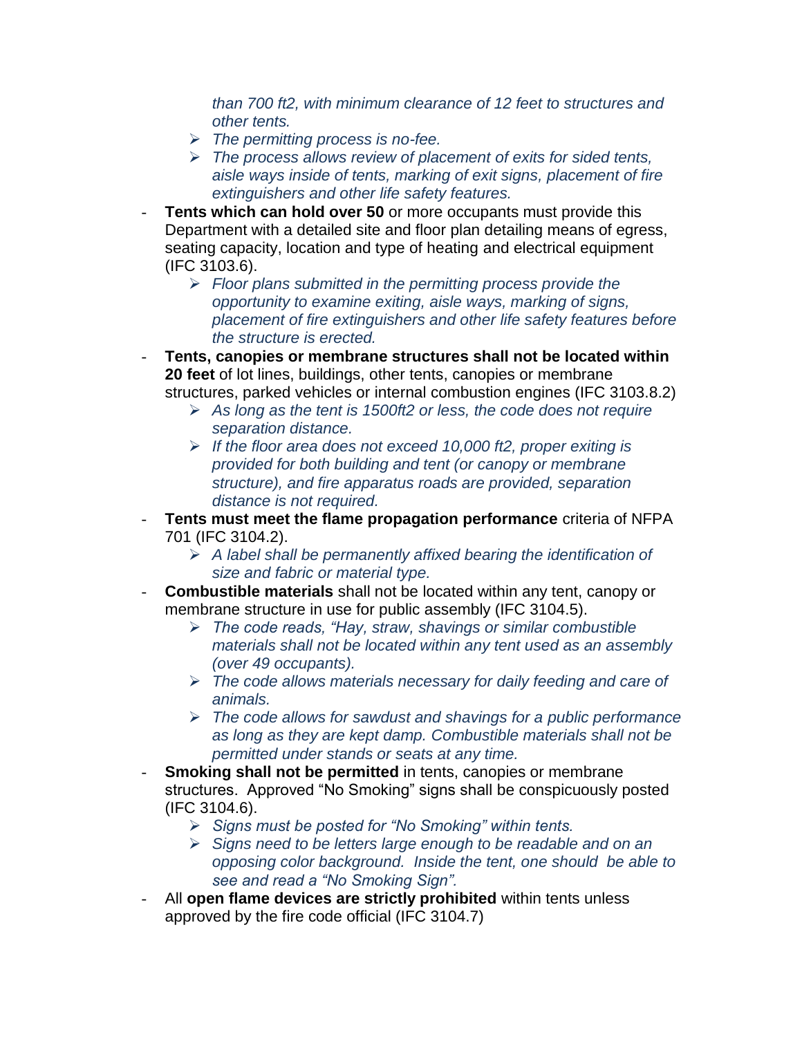- *than 700 ft2, with minimum clearance of 12 feet to structures and other tents.*
    - *The permitting process is no-fee.*
    - *The process allows review of placement of exits for sided tents, aisle ways inside of tents, marking of exit signs, placement of fire extinguishers and other life safety features.*
- **Tents which can hold over 50** or more occupants must provide this Department with a detailed site and floor plan detailing means of egress, seating capacity, location and type of heating and electrical equipment (IFC 3103.6).
    - *Floor plans submitted in the permitting process provide the opportunity to examine exiting, aisle ways, marking of signs, placement of fire extinguishers and other life safety features before the structure is erected.*
- **Tents, canopies or membrane structures shall not be located within 20 feet** of lot lines, buildings, other tents, canopies or membrane structures, parked vehicles or internal combustion engines (IFC 3103.8.2)
    - *As long as the tent is 1500ft2 or less, the code does not require separation distance.*
    - *If the floor area does not exceed 10,000 ft2, proper exiting is provided for both building and tent (or canopy or membrane structure), and fire apparatus roads are provided, separation distance is not required.*
- **Tents must meet the flame propagation performance** criteria of NFPA 701 (IFC 3104.2).
    - *A label shall be permanently affixed bearing the identification of size and fabric or material type.*
- **Combustible materials** shall not be located within any tent, canopy or membrane structure in use for public assembly (IFC 3104.5).
    - *The code reads, "Hay, straw, shavings or similar combustible materials shall not be located within any tent used as an assembly (over 49 occupants).*
    - *The code allows materials necessary for daily feeding and care of animals.*
    - *The code allows for sawdust and shavings for a public performance as long as they are kept damp. Combustible materials shall not be permitted under stands or seats at any time.*
- **Smoking shall not be permitted** in tents, canopies or membrane structures. Approved "No Smoking" signs shall be conspicuously posted (IFC 3104.6).
    - *Signs must be posted for "No Smoking" within tents.*
    - *Signs need to be letters large enough to be readable and on an opposing color background. Inside the tent, one should be able to see and read a "No Smoking Sign".*
- All **open flame devices are strictly prohibited** within tents unless approved by the fire code official (IFC 3104.7)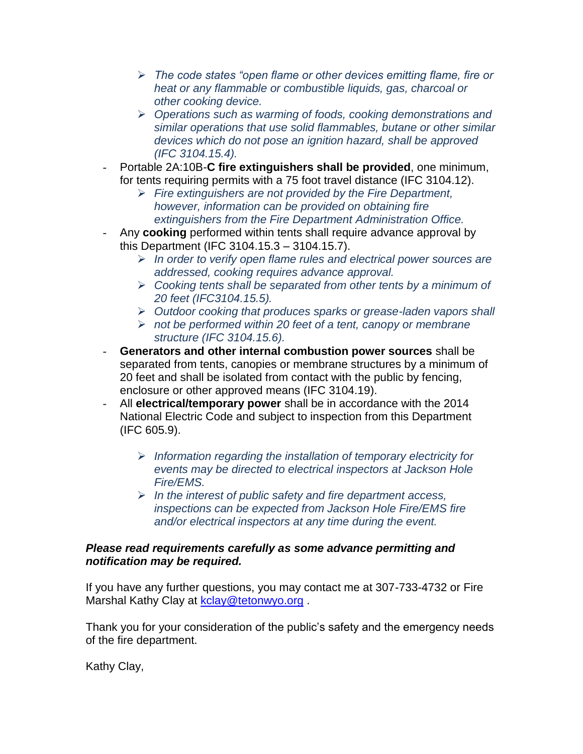- *The code states "open flame or other devices emitting flame, fire or heat or any flammable or combustible liquids, gas, charcoal or other cooking device.*
  - *Operations such as warming of foods, cooking demonstrations and similar operations that use solid flammables, butane or other similar devices which do not pose an ignition hazard, shall be approved (IFC 3104.15.4).*

- Portable 2A:10B-**C fire extinguishers shall be provided**, one minimum, for tents requiring permits with a 75 foot travel distance (IFC 3104.12).
  - *Fire extinguishers are not provided by the Fire Department, however, information can be provided on obtaining fire extinguishers from the Fire Department Administration Office.*

- Any **cooking** performed within tents shall require advance approval by this Department (IFC 3104.15.3 – 3104.15.7).
  - *In order to verify open flame rules and electrical power sources are addressed, cooking requires advance approval.*
  - *Cooking tents shall be separated from other tents by a minimum of 20 feet (IFC3104.15.5).*
  - *Outdoor cooking that produces sparks or grease-laden vapors shall*
  - *not be performed within 20 feet of a tent, canopy or membrane structure (IFC 3104.15.6).*

- **Generators and other internal combustion power sources** shall be separated from tents, canopies or membrane structures by a minimum of 20 feet and shall be isolated from contact with the public by fencing, enclosure or other approved means (IFC 3104.19).

- All **electrical/temporary power** shall be in accordance with the 2014 National Electric Code and subject to inspection from this Department (IFC 605.9).

  - *Information regarding the installation of temporary electricity for events may be directed to electrical inspectors at Jackson Hole Fire/EMS.*
  - *In the interest of public safety and fire department access, inspections can be expected from Jackson Hole Fire/EMS fire and/or electrical inspectors at any time during the event.*

***Please read requirements carefully as some advance permitting and notification may be required.***

If you have any further questions, you may contact me at 307-733-4732 or Fire Marshal Kathy Clay at [kclay@tetonwyo.org](mailto:kclay@tetonwyo.org) .

Thank you for your consideration of the public's safety and the emergency needs of the fire department.

Kathy Clay,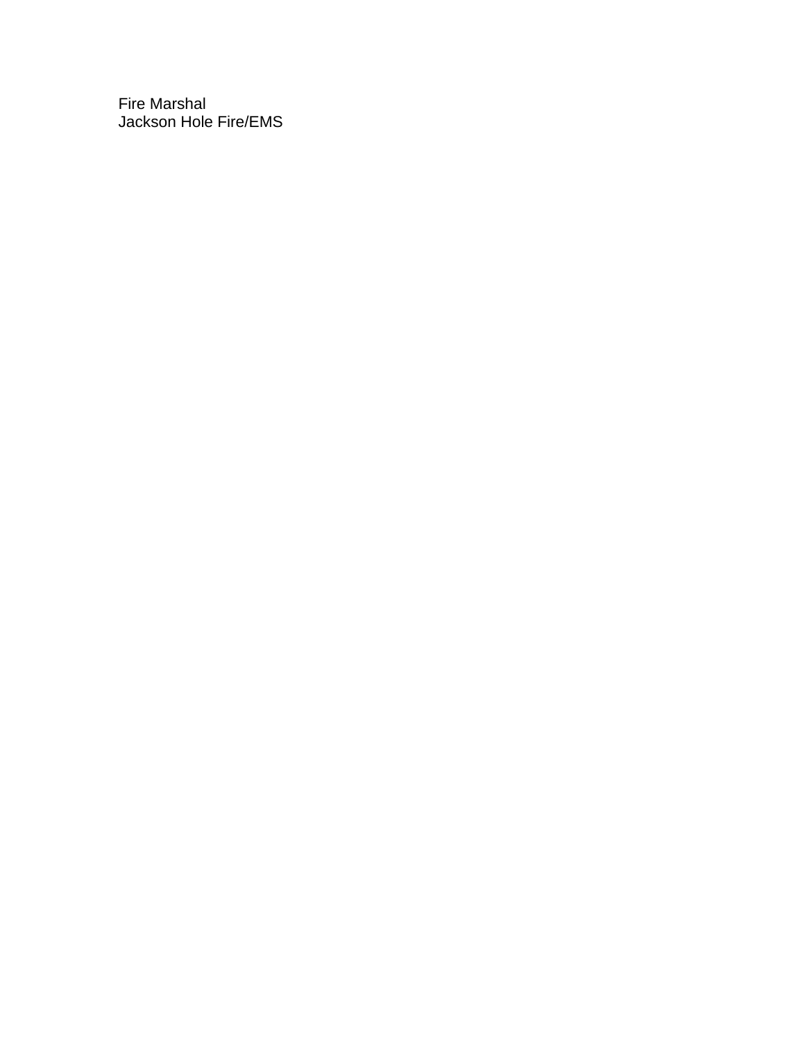Fire Marshal
Jackson Hole Fire/EMS